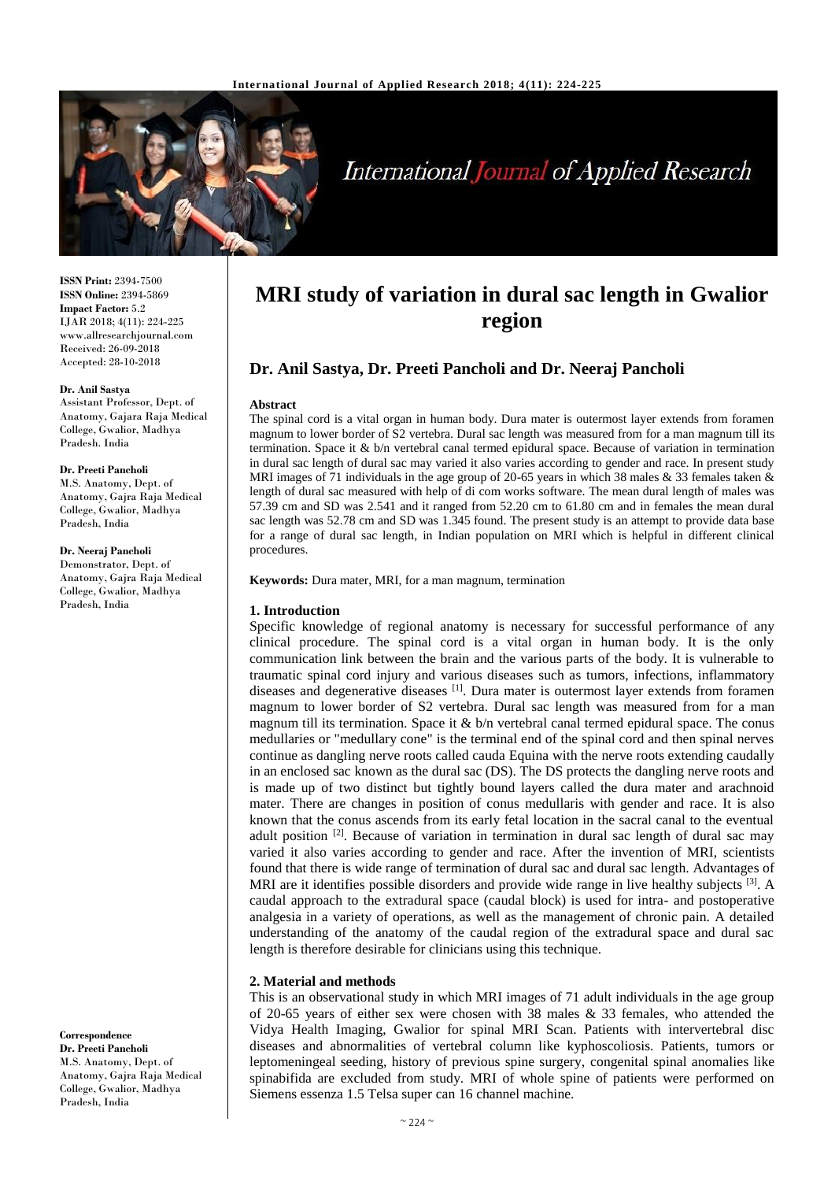**ISSN Print:** 2394-7500
**ISSN Online:** 2394-5869
**Impact Factor:** 5.2
IJAR 2018; 4(11): 224-225
www.allresearchjournal.com
Received: 26-09-2018
Accepted: 28-10-2018

**Dr. Anil Sastya**
Assistant Professor, Dept. of Anatomy, Gajara Raja Medical College, Gwalior, Madhya Pradesh. India

**Dr. Preeti Pancholi**
M.S. Anatomy, Dept. of Anatomy, Gajra Raja Medical College, Gwalior, Madhya Pradesh, India

**Dr. Neeraj Pancholi**
Demonstrator, Dept. of Anatomy, Gajra Raja Medical College, Gwalior, Madhya Pradesh, India

**Correspondence**
**Dr. Preeti Pancholi**
M.S. Anatomy, Dept. of Anatomy, Gajra Raja Medical College, Gwalior, Madhya Pradesh, India

# MRI study of variation in dural sac length in Gwalior region

## Dr. Anil Sastya, Dr. Preeti Pancholi and Dr. Neeraj Pancholi

**Abstract**

The spinal cord is a vital organ in human body. Dura mater is outermost layer extends from foramen magnum to lower border of S2 vertebra. Dural sac length was measured from for a man magnum till its termination. Space it & b/n vertebral canal termed epidural space. Because of variation in termination in dural sac length of dural sac may varied it also varies according to gender and race. In present study MRI images of 71 individuals in the age group of 20-65 years in which 38 males & 33 females taken & length of dural sac measured with help of di com works software. The mean dural length of males was 57.39 cm and SD was 2.541 and it ranged from 52.20 cm to 61.80 cm and in females the mean dural sac length was 52.78 cm and SD was 1.345 found. The present study is an attempt to provide data base for a range of dural sac length, in Indian population on MRI which is helpful in different clinical procedures.

**Keywords:** Dura mater, MRI, for a man magnum, termination

### 1. Introduction

Specific knowledge of regional anatomy is necessary for successful performance of any clinical procedure. The spinal cord is a vital organ in human body. It is the only communication link between the brain and the various parts of the body. It is vulnerable to traumatic spinal cord injury and various diseases such as tumors, infections, inflammatory diseases and degenerative diseases [1]. Dura mater is outermost layer extends from foramen magnum to lower border of S2 vertebra. Dural sac length was measured from for a man magnum till its termination. Space it & b/n vertebral canal termed epidural space. The conus medullaries or "medullary cone" is the terminal end of the spinal cord and then spinal nerves continue as dangling nerve roots called cauda Equina with the nerve roots extending caudally in an enclosed sac known as the dural sac (DS). The DS protects the dangling nerve roots and is made up of two distinct but tightly bound layers called the dura mater and arachnoid mater. There are changes in position of conus medullaris with gender and race. It is also known that the conus ascends from its early fetal location in the sacral canal to the eventual adult position [2]. Because of variation in termination in dural sac length of dural sac may varied it also varies according to gender and race. After the invention of MRI, scientists found that there is wide range of termination of dural sac and dural sac length. Advantages of MRI are it identifies possible disorders and provide wide range in live healthy subjects [3]. A caudal approach to the extradural space (caudal block) is used for intra- and postoperative analgesia in a variety of operations, as well as the management of chronic pain. A detailed understanding of the anatomy of the caudal region of the extradural space and dural sac length is therefore desirable for clinicians using this technique.

### 2. Material and methods

This is an observational study in which MRI images of 71 adult individuals in the age group of 20-65 years of either sex were chosen with 38 males & 33 females, who attended the Vidya Health Imaging, Gwalior for spinal MRI Scan. Patients with intervertebral disc diseases and abnormalities of vertebral column like kyphoscoliosis. Patients, tumors or leptomeningeal seeding, history of previous spine surgery, congenital spinal anomalies like spinabifida are excluded from study. MRI of whole spine of patients were performed on Siemens essenza 1.5 Telsa super can 16 channel machine.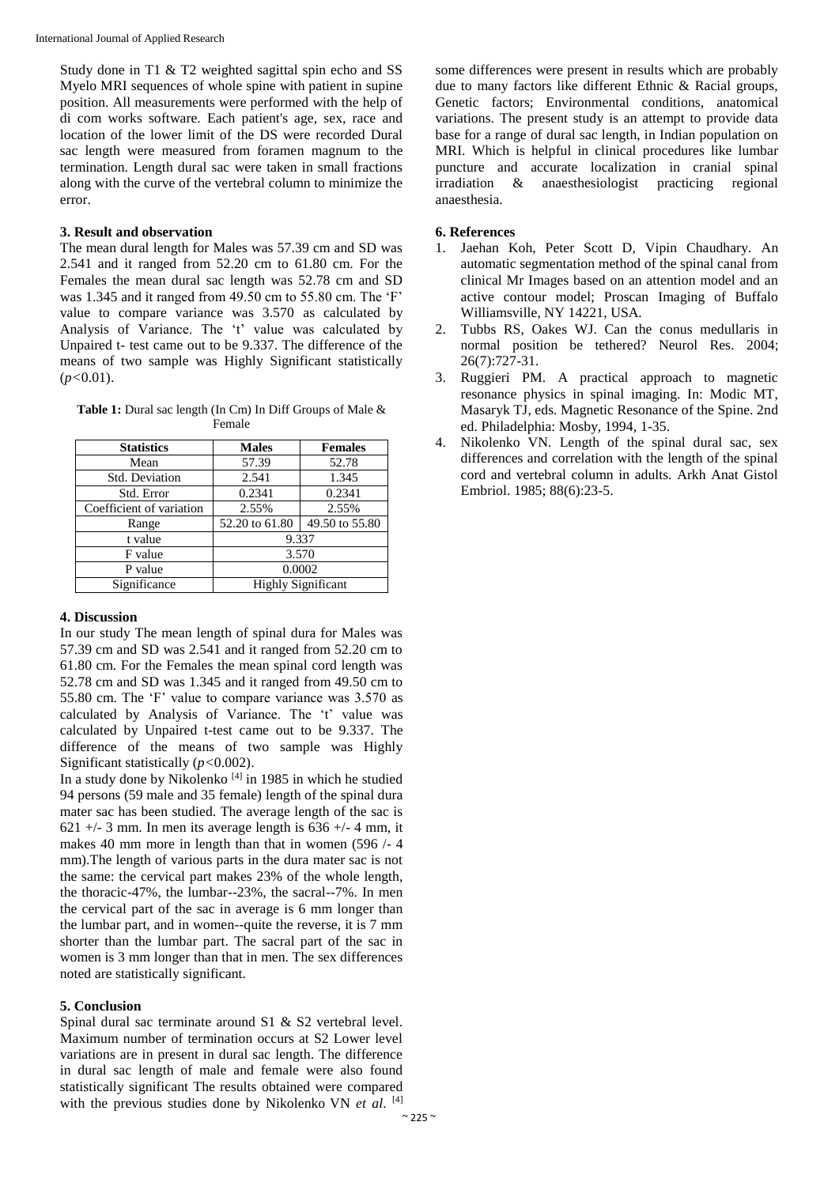Study done in T1 & T2 weighted sagittal spin echo and SS Myelo MRI sequences of whole spine with patient in supine position. All measurements were performed with the help of di com works software. Each patient's age, sex, race and location of the lower limit of the DS were recorded Dural sac length were measured from foramen magnum to the termination. Length dural sac were taken in small fractions along with the curve of the vertebral column to minimize the error.

### 3. Result and observation

The mean dural length for Males was 57.39 cm and SD was 2.541 and it ranged from 52.20 cm to 61.80 cm. For the Females the mean dural sac length was 52.78 cm and SD was 1.345 and it ranged from 49.50 cm to 55.80 cm. The 'F' value to compare variance was 3.570 as calculated by Analysis of Variance. The 't' value was calculated by Unpaired t- test came out to be 9.337. The difference of the means of two sample was Highly Significant statistically ($p<0.01$).

**Table 1:** Dural sac length (In Cm) In Diff Groups of Male & Female

| Statistics | Males | Females |
|---|---|---|
| Mean | 57.39 | 52.78 |
| Std. Deviation | 2.541 | 1.345 |
| Std. Error | 0.2341 | 0.2341 |
| Coefficient of variation | 2.55% | 2.55% |
| Range | 52.20 to 61.80 | 49.50 to 55.80 |
| t value | 9.337 | |
| F value | 3.570 | |
| P value | 0.0002 | |
| Significance | Highly Significant | |

### 4. Discussion

In our study The mean length of spinal dura for Males was 57.39 cm and SD was 2.541 and it ranged from 52.20 cm to 61.80 cm. For the Females the mean spinal cord length was 52.78 cm and SD was 1.345 and it ranged from 49.50 cm to 55.80 cm. The 'F' value to compare variance was 3.570 as calculated by Analysis of Variance. The 't' value was calculated by Unpaired t-test came out to be 9.337. The difference of the means of two sample was Highly Significant statistically ($p<0.002$).

In a study done by Nikolenko [4] in 1985 in which he studied 94 persons (59 male and 35 female) length of the spinal dura mater sac has been studied. The average length of the sac is 621 +/- 3 mm. In men its average length is 636 +/- 4 mm, it makes 40 mm more in length than that in women (596 /- 4 mm).The length of various parts in the dura mater sac is not the same: the cervical part makes 23% of the whole length, the thoracic-47%, the lumbar--23%, the sacral--7%. In men the cervical part of the sac in average is 6 mm longer than the lumbar part, and in women--quite the reverse, it is 7 mm shorter than the lumbar part. The sacral part of the sac in women is 3 mm longer than that in men. The sex differences noted are statistically significant.

### 5. Conclusion

Spinal dural sac terminate around S1 & S2 vertebral level. Maximum number of termination occurs at S2 Lower level variations are in present in dural sac length. The difference in dural sac length of male and female were also found statistically significant The results obtained were compared with the previous studies done by Nikolenko VN *et al*. [4] some differences were present in results which are probably due to many factors like different Ethnic & Racial groups, Genetic factors; Environmental conditions, anatomical variations. The present study is an attempt to provide data base for a range of dural sac length, in Indian population on MRI. Which is helpful in clinical procedures like lumbar puncture and accurate localization in cranial spinal irradiation & anaesthesiologist practicing regional anaesthesia.

### 6. References

1. Jaehan Koh, Peter Scott D, Vipin Chaudhary. An automatic segmentation method of the spinal canal from clinical Mr Images based on an attention model and an active contour model; Proscan Imaging of Buffalo Williamsville, NY 14221, USA.
2. Tubbs RS, Oakes WJ. Can the conus medullaris in normal position be tethered? Neurol Res. 2004; 26(7):727-31.
3. Ruggieri PM. A practical approach to magnetic resonance physics in spinal imaging. In: Modic MT, Masaryk TJ, eds. Magnetic Resonance of the Spine. 2nd ed. Philadelphia: Mosby, 1994, 1-35.
4. Nikolenko VN. Length of the spinal dural sac, sex differences and correlation with the length of the spinal cord and vertebral column in adults. Arkh Anat Gistol Embriol. 1985; 88(6):23-5.